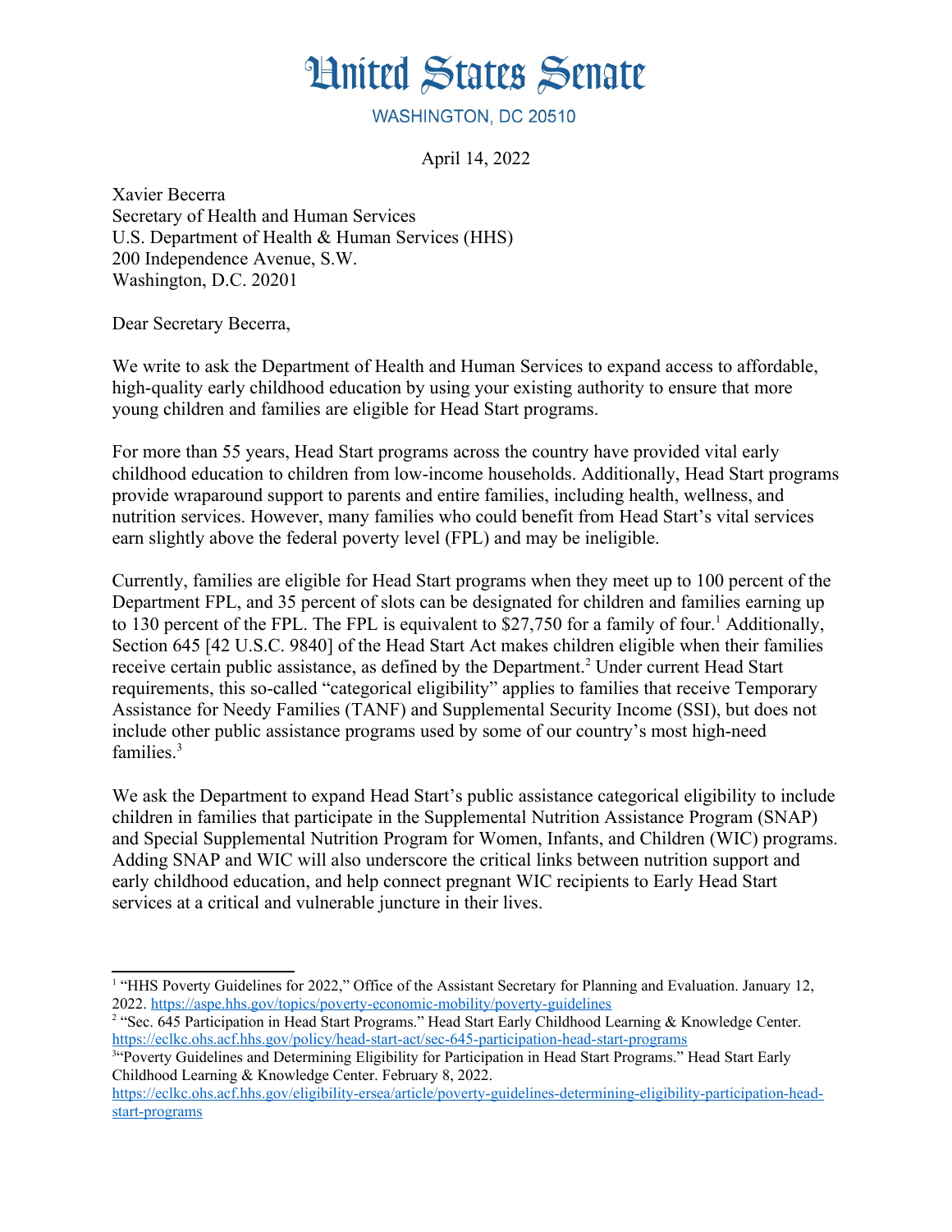# United States Senate

WASHINGTON, DC 20510

April 14, 2022

Xavier Becerra
Secretary of Health and Human Services
U.S. Department of Health & Human Services (HHS)
200 Independence Avenue, S.W.
Washington, D.C. 20201

Dear Secretary Becerra,

We write to ask the Department of Health and Human Services to expand access to affordable, high-quality early childhood education by using your existing authority to ensure that more young children and families are eligible for Head Start programs.

For more than 55 years, Head Start programs across the country have provided vital early childhood education to children from low-income households. Additionally, Head Start programs provide wraparound support to parents and entire families, including health, wellness, and nutrition services. However, many families who could benefit from Head Start's vital services earn slightly above the federal poverty level (FPL) and may be ineligible.

Currently, families are eligible for Head Start programs when they meet up to 100 percent of the Department FPL, and 35 percent of slots can be designated for children and families earning up to 130 percent of the FPL. The FPL is equivalent to $27,750 for a family of four.[1] Additionally, Section 645 [42 U.S.C. 9840] of the Head Start Act makes children eligible when their families receive certain public assistance, as defined by the Department.[2] Under current Head Start requirements, this so-called "categorical eligibility" applies to families that receive Temporary Assistance for Needy Families (TANF) and Supplemental Security Income (SSI), but does not include other public assistance programs used by some of our country's most high-need families.[3]

We ask the Department to expand Head Start's public assistance categorical eligibility to include children in families that participate in the Supplemental Nutrition Assistance Program (SNAP) and Special Supplemental Nutrition Program for Women, Infants, and Children (WIC) programs. Adding SNAP and WIC will also underscore the critical links between nutrition support and early childhood education, and help connect pregnant WIC recipients to Early Head Start services at a critical and vulnerable juncture in their lives.

---

[1] "HHS Poverty Guidelines for 2022," Office of the Assistant Secretary for Planning and Evaluation. January 12, 2022. https://aspe.hhs.gov/topics/poverty-economic-mobility/poverty-guidelines

[2] "Sec. 645 Participation in Head Start Programs." Head Start Early Childhood Learning & Knowledge Center. https://eclkc.ohs.acf.hhs.gov/policy/head-start-act/sec-645-participation-head-start-programs

[3] "Poverty Guidelines and Determining Eligibility for Participation in Head Start Programs." Head Start Early Childhood Learning & Knowledge Center. February 8, 2022. https://eclkc.ohs.acf.hhs.gov/eligibility-ersea/article/poverty-guidelines-determining-eligibility-participation-head-start-programs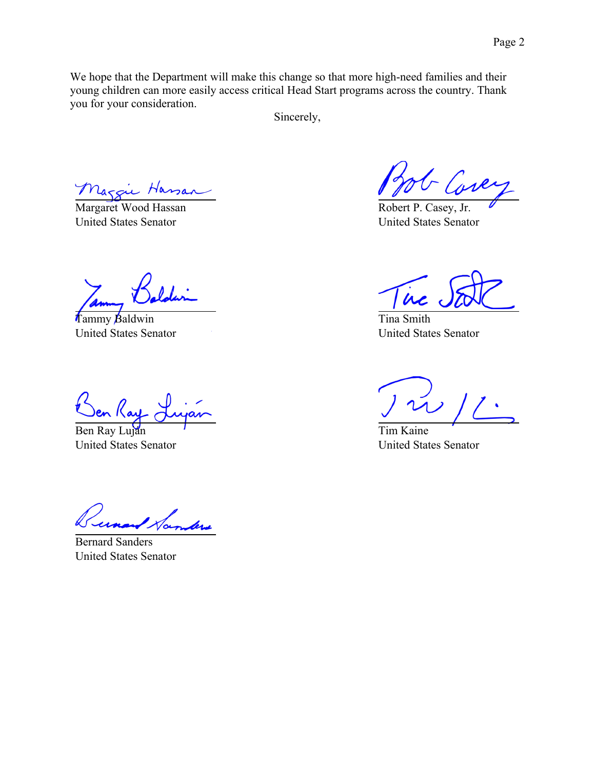We hope that the Department will make this change so that more high-need families and their young children can more easily access critical Head Start programs across the country. Thank you for your consideration.

Sincerely,

Margaret Wood Hassan
United States Senator

Robert P. Casey, Jr.
United States Senator

Tammy Baldwin
United States Senator

Tina Smith
United States Senator

Ben Ray Luján
United States Senator

Tim Kaine
United States Senator

Bernard Sanders
United States Senator